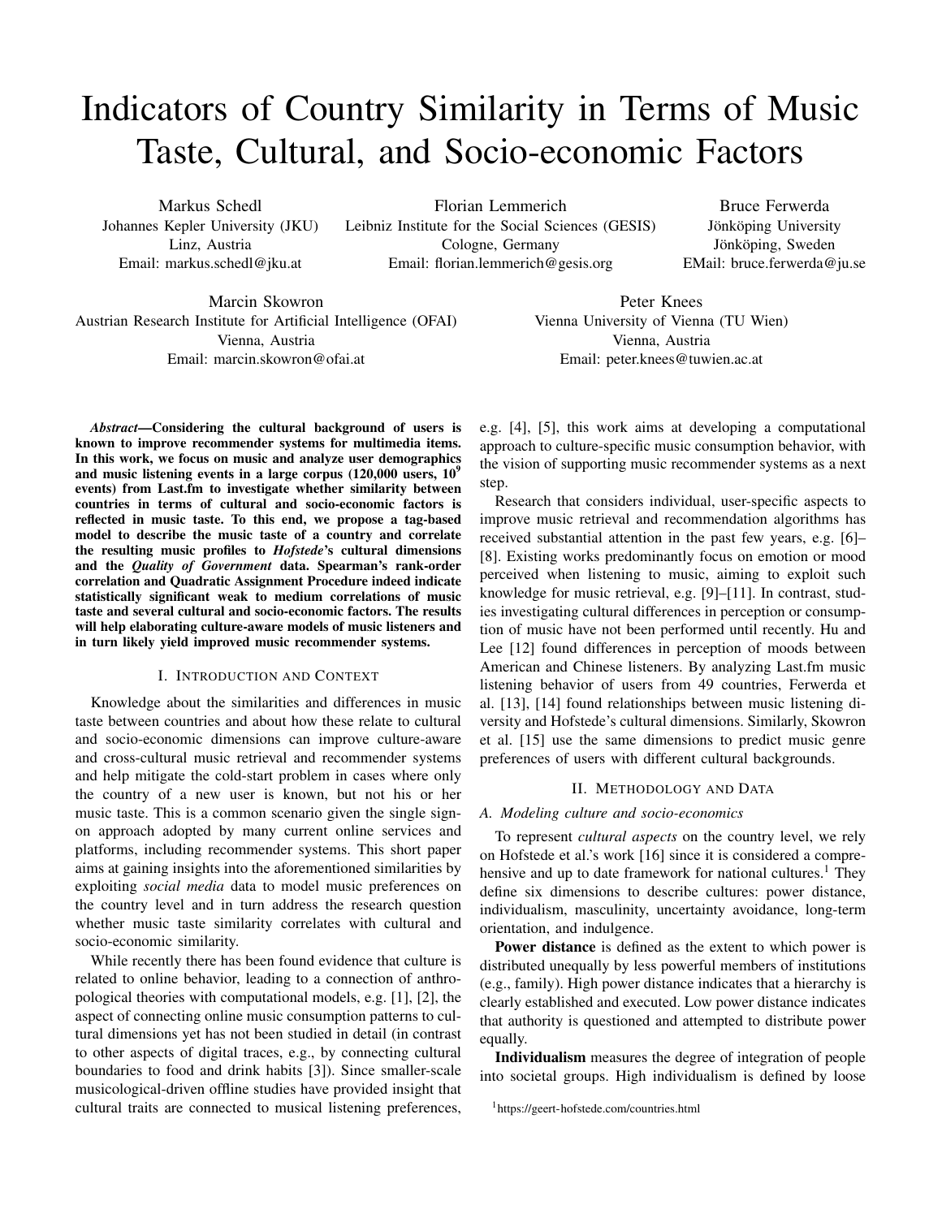# Indicators of Country Similarity in Terms of Music Taste, Cultural, and Socio-economic Factors

Markus Schedl
Johannes Kepler University (JKU)
Linz, Austria
Email: markus.schedl@jku.at

Florian Lemmerich
Leibniz Institute for the Social Sciences (GESIS)
Cologne, Germany
Email: florian.lemmerich@gesis.org

Bruce Ferwerda
Jönköping University
Jönköping, Sweden
EMail: bruce.ferwerda@ju.se

Marcin Skowron
Austrian Research Institute for Artificial Intelligence (OFAI)
Vienna, Austria
Email: marcin.skowron@ofai.at

Peter Knees
Vienna University of Vienna (TU Wien)
Vienna, Austria
Email: peter.knees@tuwien.ac.at

***Abstract*—Considering the cultural background of users is known to improve recommender systems for multimedia items. In this work, we focus on music and analyze user demographics and music listening events in a large corpus (120,000 users, $10^9$ events) from Last.fm to investigate whether similarity between countries in terms of cultural and socio-economic factors is reflected in music taste. To this end, we propose a tag-based model to describe the music taste of a country and correlate the resulting music profiles to *Hofstede*'s cultural dimensions and the *Quality of Government* data. Spearman's rank-order correlation and Quadratic Assignment Procedure indeed indicate statistically significant weak to medium correlations of music taste and several cultural and socio-economic factors. The results will help elaborating culture-aware models of music listeners and in turn likely yield improved music recommender systems.**

## I. Introduction and Context

Knowledge about the similarities and differences in music taste between countries and about how these relate to cultural and socio-economic dimensions can improve culture-aware and cross-cultural music retrieval and recommender systems and help mitigate the cold-start problem in cases where only the country of a new user is known, but not his or her music taste. This is a common scenario given the single sign-on approach adopted by many current online services and platforms, including recommender systems. This short paper aims at gaining insights into the aforementioned similarities by exploiting *social media* data to model music preferences on the country level and in turn address the research question whether music taste similarity correlates with cultural and socio-economic similarity.

While recently there has been found evidence that culture is related to online behavior, leading to a connection of anthropological theories with computational models, e.g. [1], [2], the aspect of connecting online music consumption patterns to cultural dimensions yet has not been studied in detail (in contrast to other aspects of digital traces, e.g., by connecting cultural boundaries to food and drink habits [3]). Since smaller-scale musicological-driven offline studies have provided insight that cultural traits are connected to musical listening preferences, e.g. [4], [5], this work aims at developing a computational approach to culture-specific music consumption behavior, with the vision of supporting music recommender systems as a next step.

Research that considers individual, user-specific aspects to improve music retrieval and recommendation algorithms has received substantial attention in the past few years, e.g. [6]–[8]. Existing works predominantly focus on emotion or mood perceived when listening to music, aiming to exploit such knowledge for music retrieval, e.g. [9]–[11]. In contrast, studies investigating cultural differences in perception or consumption of music have not been performed until recently. Hu and Lee [12] found differences in perception of moods between American and Chinese listeners. By analyzing Last.fm music listening behavior of users from 49 countries, Ferwerda et al. [13], [14] found relationships between music listening diversity and Hofstede's cultural dimensions. Similarly, Skowron et al. [15] use the same dimensions to predict music genre preferences of users with different cultural backgrounds.

## II. Methodology and Data

### A. Modeling culture and socio-economics

To represent *cultural aspects* on the country level, we rely on Hofstede et al.'s work [16] since it is considered a comprehensive and up to date framework for national cultures.[1] They define six dimensions to describe cultures: power distance, individualism, masculinity, uncertainty avoidance, long-term orientation, and indulgence.

**Power distance** is defined as the extent to which power is distributed unequally by less powerful members of institutions (e.g., family). High power distance indicates that a hierarchy is clearly established and executed. Low power distance indicates that authority is questioned and attempted to distribute power equally.

**Individualism** measures the degree of integration of people into societal groups. High individualism is defined by loose

[1] https://geert-hofstede.com/countries.html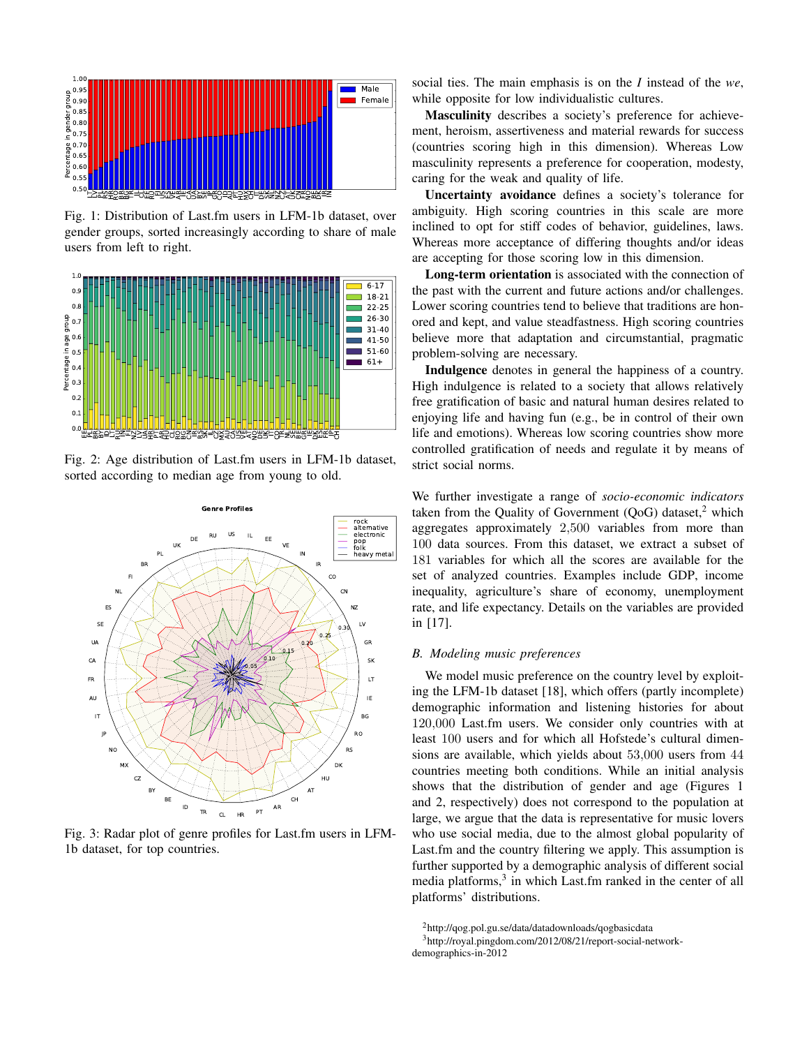Fig. 1: Distribution of Last.fm users in LFM-1b dataset, over gender groups, sorted increasingly according to share of male users from left to right.

Fig. 2: Age distribution of Last.fm users in LFM-1b dataset, sorted according to median age from young to old.

Fig. 3: Radar plot of genre profiles for Last.fm users in LFM-1b dataset, for top countries.

social ties. The main emphasis is on the *I* instead of the *we*, while opposite for low individualistic cultures.

**Masculinity** describes a society's preference for achievement, heroism, assertiveness and material rewards for success (countries scoring high in this dimension). Whereas Low masculinity represents a preference for cooperation, modesty, caring for the weak and quality of life.

**Uncertainty avoidance** defines a society's tolerance for ambiguity. High scoring countries in this scale are more inclined to opt for stiff codes of behavior, guidelines, laws. Whereas more acceptance of differing thoughts and/or ideas are accepting for those scoring low in this dimension.

**Long-term orientation** is associated with the connection of the past with the current and future actions and/or challenges. Lower scoring countries tend to believe that traditions are honored and kept, and value steadfastness. High scoring countries believe more that adaptation and circumstantial, pragmatic problem-solving are necessary.

**Indulgence** denotes in general the happiness of a country. High indulgence is related to a society that allows relatively free gratification of basic and natural human desires related to enjoying life and having fun (e.g., be in control of their own life and emotions). Whereas low scoring countries show more controlled gratification of needs and regulate it by means of strict social norms.

We further investigate a range of *socio-economic indicators* taken from the Quality of Government (QoG) dataset,[2] which aggregates approximately 2,500 variables from more than 100 data sources. From this dataset, we extract a subset of 181 variables for which all the scores are available for the set of analyzed countries. Examples include GDP, income inequality, agriculture's share of economy, unemployment rate, and life expectancy. Details on the variables are provided in [17].

## *B. Modeling music preferences*

We model music preference on the country level by exploiting the LFM-1b dataset [18], which offers (partly incomplete) demographic information and listening histories for about 120,000 Last.fm users. We consider only countries with at least 100 users and for which all Hofstede's cultural dimensions are available, which yields about 53,000 users from 44 countries meeting both conditions. While an initial analysis shows that the distribution of gender and age (Figures 1 and 2, respectively) does not correspond to the population at large, we argue that the data is representative for music lovers who use social media, due to the almost global popularity of Last.fm and the country filtering we apply. This assumption is further supported by a demographic analysis of different social media platforms,[3] in which Last.fm ranked in the center of all platforms' distributions.

[2]http://qog.pol.gu.se/data/datadownloads/qogbasicdata

[3]http://royal.pingdom.com/2012/08/21/report-social-network-demographics-in-2012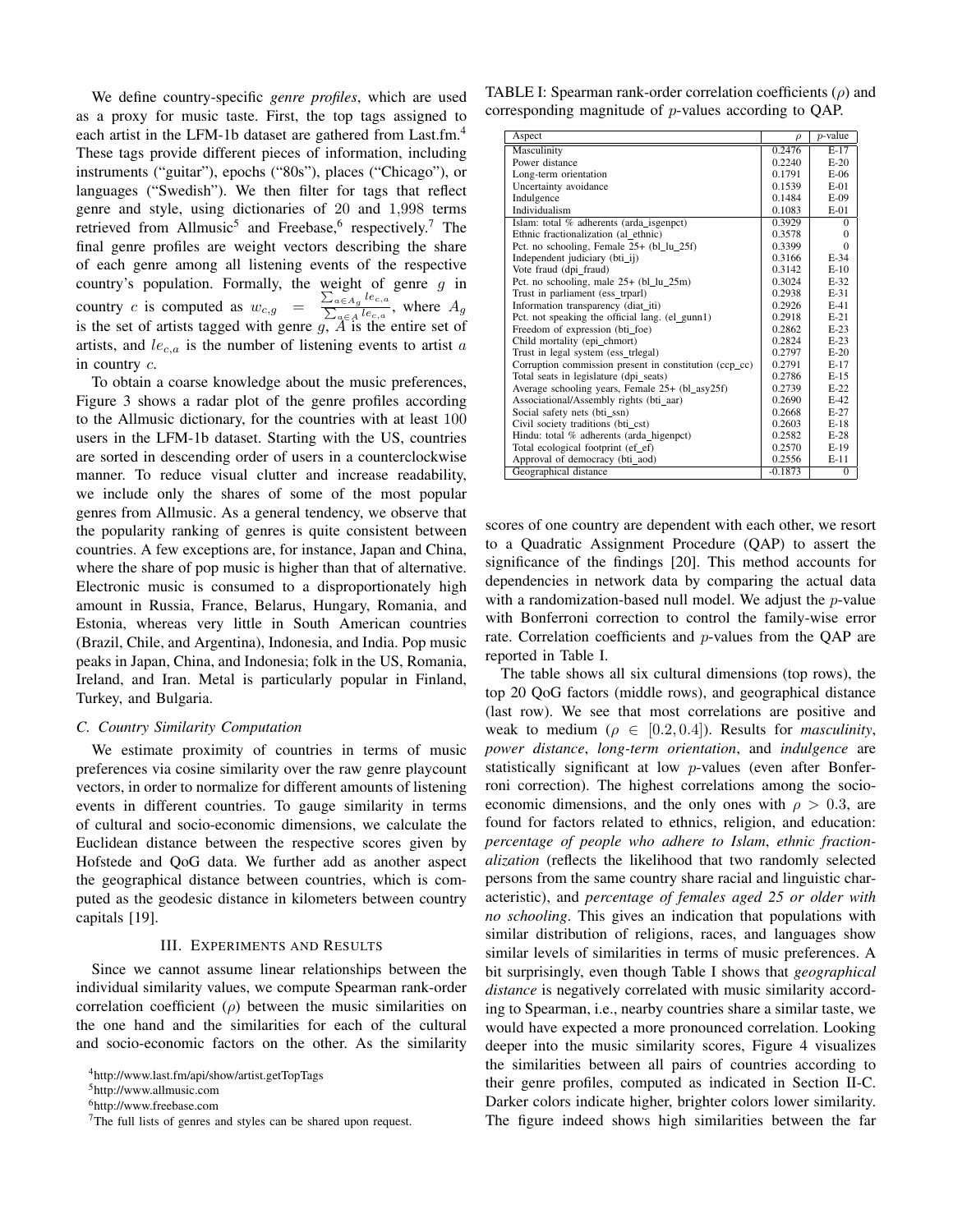We define country-specific *genre profiles*, which are used as a proxy for music taste. First, the top tags assigned to each artist in the LFM-1b dataset are gathered from Last.fm.[4] These tags provide different pieces of information, including instruments ("guitar"), epochs ("80s"), places ("Chicago"), or languages ("Swedish"). We then filter for tags that reflect genre and style, using dictionaries of 20 and 1,998 terms retrieved from Allmusic[5] and Freebase,[6] respectively.[7] The final genre profiles are weight vectors describing the share of each genre among all listening events of the respective country's population. Formally, the weight of genre $g$ in country $c$ is computed as $w_{c,g} = \frac{\sum_{a \in A_g} le_{c,a}}{\sum_{a \in A} le_{c,a}}$, where $A_g$ is the set of artists tagged with genre $g$, $A$ is the entire set of artists, and $le_{c,a}$ is the number of listening events to artist $a$ in country $c$.

To obtain a coarse knowledge about the music preferences, Figure 3 shows a radar plot of the genre profiles according to the Allmusic dictionary, for the countries with at least 100 users in the LFM-1b dataset. Starting with the US, countries are sorted in descending order of users in a counterclockwise manner. To reduce visual clutter and increase readability, we include only the shares of some of the most popular genres from Allmusic. As a general tendency, we observe that the popularity ranking of genres is quite consistent between countries. A few exceptions are, for instance, Japan and China, where the share of pop music is higher than that of alternative. Electronic music is consumed to a disproportionately high amount in Russia, France, Belarus, Hungary, Romania, and Estonia, whereas very little in South American countries (Brazil, Chile, and Argentina), Indonesia, and India. Pop music peaks in Japan, China, and Indonesia; folk in the US, Romania, Ireland, and Iran. Metal is particularly popular in Finland, Turkey, and Bulgaria.

### C. Country Similarity Computation

We estimate proximity of countries in terms of music preferences via cosine similarity over the raw genre playcount vectors, in order to normalize for different amounts of listening events in different countries. To gauge similarity in terms of cultural and socio-economic dimensions, we calculate the Euclidean distance between the respective scores given by Hofstede and QoG data. We further add as another aspect the geographical distance between countries, which is computed as the geodesic distance in kilometers between country capitals [19].

## III. Experiments and Results

Since we cannot assume linear relationships between the individual similarity values, we compute Spearman rank-order correlation coefficient ($\rho$) between the music similarities on the one hand and the similarities for each of the cultural and socio-economic factors on the other. As the similarity scores of one country are dependent with each other, we resort to a Quadratic Assignment Procedure (QAP) to assert the significance of the findings [20]. This method accounts for dependencies in network data by comparing the actual data with a randomization-based null model. We adjust the $p$-value with Bonferroni correction to control the family-wise error rate. Correlation coefficients and $p$-values from the QAP are reported in Table I.

TABLE I: Spearman rank-order correlation coefficients ($\rho$) and corresponding magnitude of $p$-values according to QAP.

| Aspect | $\rho$ | $p$-value |
|---|---|---|
| Masculinity | 0.2476 | E-17 |
| Power distance | 0.2240 | E-20 |
| Long-term orientation | 0.1791 | E-06 |
| Uncertainty avoidance | 0.1539 | E-01 |
| Indulgence | 0.1484 | E-09 |
| Individualism | 0.1083 | E-01 |
| Islam: total % adherents (arda_isgenpct) | 0.3929 | 0 |
| Ethnic fractionalization (al_ethnic) | 0.3578 | 0 |
| Pct. no schooling, Female 25+ (bl_lu_25f) | 0.3399 | 0 |
| Independent judiciary (bti_ij) | 0.3166 | E-34 |
| Vote fraud (dpi_fraud) | 0.3142 | E-10 |
| Pct. no schooling, male 25+ (bl_lu_25m) | 0.3024 | E-32 |
| Trust in parliament (ess_trparl) | 0.2938 | E-31 |
| Information transparency (diat_iti) | 0.2926 | E-41 |
| Pct. not speaking the official lang. (el_gunn1) | 0.2918 | E-21 |
| Freedom of expression (bti_foe) | 0.2862 | E-23 |
| Child mortality (epi_chmort) | 0.2824 | E-23 |
| Trust in legal system (ess_trlegal) | 0.2797 | E-20 |
| Corruption commission present in constitution (ccp_cc) | 0.2791 | E-17 |
| Total seats in legislature (dpi_seats) | 0.2786 | E-15 |
| Average schooling years, Female 25+ (bl_asy25f) | 0.2739 | E-22 |
| Associational/Assembly rights (bti_aar) | 0.2690 | E-42 |
| Social safety nets (bti_ssn) | 0.2668 | E-27 |
| Civil society traditions (bti_cst) | 0.2603 | E-18 |
| Hindu: total % adherents (arda_higenpct) | 0.2582 | E-28 |
| Total ecological footprint (ef_ef) | 0.2570 | E-19 |
| Approval of democracy (bti_aod) | 0.2556 | E-11 |
| Geographical distance | -0.1873 | 0 |

The table shows all six cultural dimensions (top rows), the top 20 QoG factors (middle rows), and geographical distance (last row). We see that most correlations are positive and weak to medium ($\rho \in [0.2, 0.4]$). Results for *masculinity*, *power distance*, *long-term orientation*, and *indulgence* are statistically significant at low $p$-values (even after Bonferroni correction). The highest correlations among the socio-economic dimensions, and the only ones with $\rho > 0.3$, are found for factors related to ethnics, religion, and education: *percentage of people who adhere to Islam*, *ethnic fractionalization* (reflects the likelihood that two randomly selected persons from the same country share racial and linguistic characteristic), and *percentage of females aged 25 or older with no schooling*. This gives an indication that populations with similar distribution of religions, races, and languages show similar levels of similarities in terms of music preferences. A bit surprisingly, even though Table I shows that *geographical distance* is negatively correlated with music similarity according to Spearman, i.e., nearby countries share a similar taste, we would have expected a more pronounced correlation. Looking deeper into the music similarity scores, Figure 4 visualizes the similarities between all pairs of countries according to their genre profiles, computed as indicated in Section II-C. Darker colors indicate higher, brighter colors lower similarity. The figure indeed shows high similarities between the far

[4] http://www.last.fm/api/show/artist.getTopTags

[5] http://www.allmusic.com

[6] http://www.freebase.com

[7] The full lists of genres and styles can be shared upon request.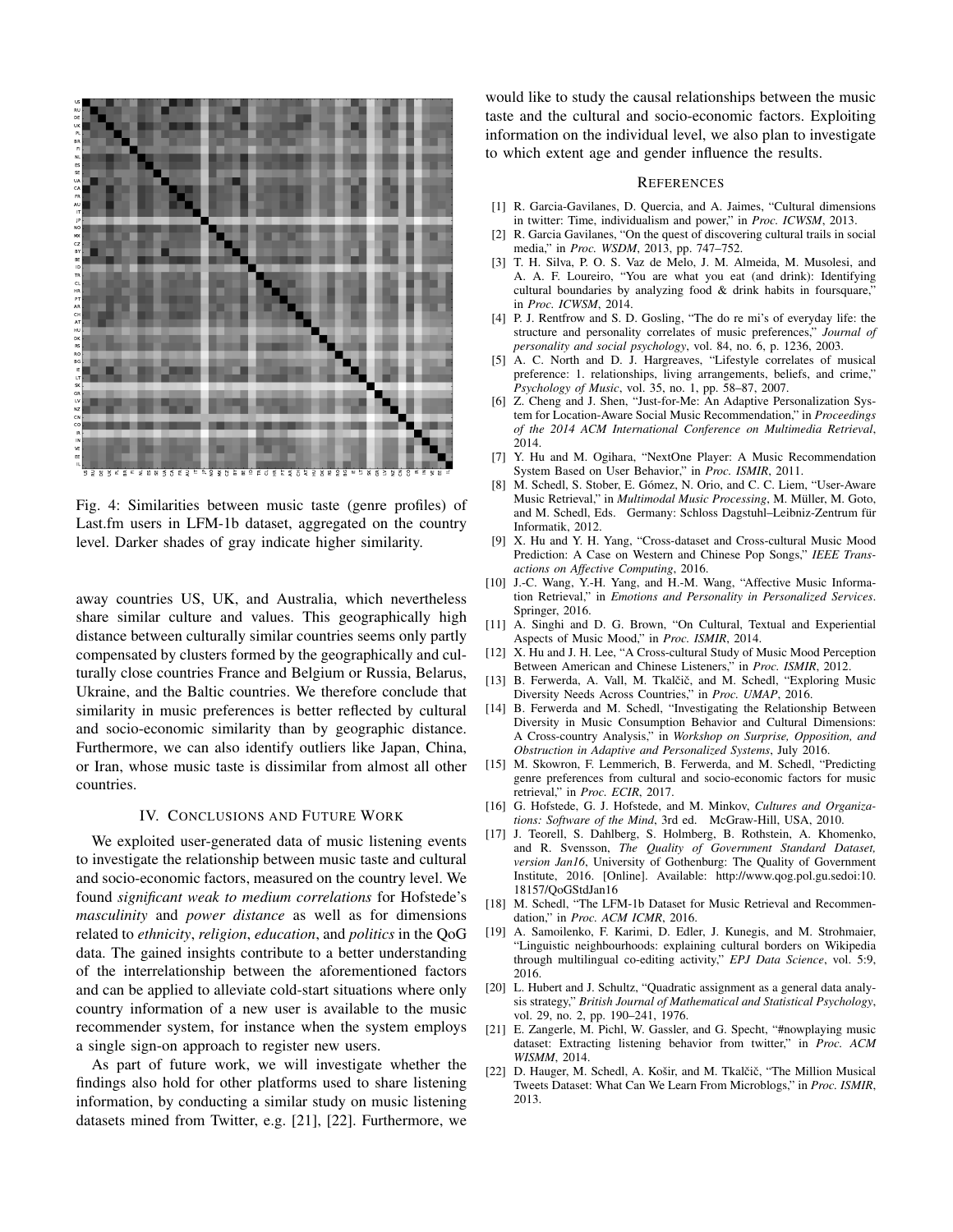US RU DE UK PL BR FI NL ES SE UA CA FR AU IT JP NO MX CZ BY BE ID TR CL HR PT AR CH AT HU DK RS RO BG IE LT SK GR LV NZ CN CO IR IN VE EE IL

Fig. 4: Similarities between music taste (genre profiles) of Last.fm users in LFM-1b dataset, aggregated on the country level. Darker shades of gray indicate higher similarity.

away countries US, UK, and Australia, which nevertheless share similar culture and values. This geographically high distance between culturally similar countries seems only partly compensated by clusters formed by the geographically and culturally close countries France and Belgium or Russia, Belarus, Ukraine, and the Baltic countries. We therefore conclude that similarity in music preferences is better reflected by cultural and socio-economic similarity than by geographic distance. Furthermore, we can also identify outliers like Japan, China, or Iran, whose music taste is dissimilar from almost all other countries.

## IV. Conclusions and Future Work

We exploited user-generated data of music listening events to investigate the relationship between music taste and cultural and socio-economic factors, measured on the country level. We found *significant weak to medium correlations* for Hofstede's *masculinity* and *power distance* as well as for dimensions related to *ethnicity*, *religion*, *education*, and *politics* in the QoG data. The gained insights contribute to a better understanding of the interrelationship between the aforementioned factors and can be applied to alleviate cold-start situations where only country information of a new user is available to the music recommender system, for instance when the system employs a single sign-on approach to register new users.

As part of future work, we will investigate whether the findings also hold for other platforms used to share listening information, by conducting a similar study on music listening datasets mined from Twitter, e.g. [21], [22]. Furthermore, we would like to study the causal relationships between the music taste and the cultural and socio-economic factors. Exploiting information on the individual level, we also plan to investigate to which extent age and gender influence the results.

## References

[1] R. Garcia-Gavilanes, D. Quercia, and A. Jaimes, "Cultural dimensions in twitter: Time, individualism and power," in *Proc. ICWSM*, 2013.

[2] R. Garcia Gavilanes, "On the quest of discovering cultural trails in social media," in *Proc. WSDM*, 2013, pp. 747–752.

[3] T. H. Silva, P. O. S. Vaz de Melo, J. M. Almeida, M. Musolesi, and A. A. F. Loureiro, "You are what you eat (and drink): Identifying cultural boundaries by analyzing food & drink habits in foursquare," in *Proc. ICWSM*, 2014.

[4] P. J. Rentfrow and S. D. Gosling, "The do re mi's of everyday life: the structure and personality correlates of music preferences," *Journal of personality and social psychology*, vol. 84, no. 6, p. 1236, 2003.

[5] A. C. North and D. J. Hargreaves, "Lifestyle correlates of musical preference: 1. relationships, living arrangements, beliefs, and crime," *Psychology of Music*, vol. 35, no. 1, pp. 58–87, 2007.

[6] Z. Cheng and J. Shen, "Just-for-Me: An Adaptive Personalization System for Location-Aware Social Music Recommendation," in *Proceedings of the 2014 ACM International Conference on Multimedia Retrieval*, 2014.

[7] Y. Hu and M. Ogihara, "NextOne Player: A Music Recommendation System Based on User Behavior," in *Proc. ISMIR*, 2011.

[8] M. Schedl, S. Stober, E. Gómez, N. Orio, and C. C. Liem, "User-Aware Music Retrieval," in *Multimodal Music Processing*, M. Müller, M. Goto, and M. Schedl, Eds. Germany: Schloss Dagstuhl–Leibniz-Zentrum für Informatik, 2012.

[9] X. Hu and Y. H. Yang, "Cross-dataset and Cross-cultural Music Mood Prediction: A Case on Western and Chinese Pop Songs," *IEEE Transactions on Affective Computing*, 2016.

[10] J.-C. Wang, Y.-H. Yang, and H.-M. Wang, "Affective Music Information Retrieval," in *Emotions and Personality in Personalized Services*. Springer, 2016.

[11] A. Singhi and D. G. Brown, "On Cultural, Textual and Experiential Aspects of Music Mood," in *Proc. ISMIR*, 2014.

[12] X. Hu and J. H. Lee, "A Cross-cultural Study of Music Mood Perception Between American and Chinese Listeners," in *Proc. ISMIR*, 2012.

[13] B. Ferwerda, A. Vall, M. Tkalčič, and M. Schedl, "Exploring Music Diversity Needs Across Countries," in *Proc. UMAP*, 2016.

[14] B. Ferwerda and M. Schedl, "Investigating the Relationship Between Diversity in Music Consumption Behavior and Cultural Dimensions: A Cross-country Analysis," in *Workshop on Surprise, Opposition, and Obstruction in Adaptive and Personalized Systems*, July 2016.

[15] M. Skowron, F. Lemmerich, B. Ferwerda, and M. Schedl, "Predicting genre preferences from cultural and socio-economic factors for music retrieval," in *Proc. ECIR*, 2017.

[16] G. Hofstede, G. J. Hofstede, and M. Minkov, *Cultures and Organizations: Software of the Mind*, 3rd ed. McGraw-Hill, USA, 2010.

[17] J. Teorell, S. Dahlberg, S. Holmberg, B. Rothstein, A. Khomenko, and R. Svensson, *The Quality of Government Standard Dataset, version Jan16*, University of Gothenburg: The Quality of Government Institute, 2016. [Online]. Available: http://www.qog.pol.gu.sedoi:10.18157/QoGStdJan16

[18] M. Schedl, "The LFM-1b Dataset for Music Retrieval and Recommendation," in *Proc. ACM ICMR*, 2016.

[19] A. Samoilenko, F. Karimi, D. Edler, J. Kunegis, and M. Strohmaier, "Linguistic neighbourhoods: explaining cultural borders on Wikipedia through multilingual co-editing activity," *EPJ Data Science*, vol. 5:9, 2016.

[20] L. Hubert and J. Schultz, "Quadratic assignment as a general data analysis strategy," *British Journal of Mathematical and Statistical Psychology*, vol. 29, no. 2, pp. 190–241, 1976.

[21] E. Zangerle, M. Pichl, W. Gassler, and G. Specht, "#nowplaying music dataset: Extracting listening behavior from twitter," in *Proc. ACM WISMM*, 2014.

[22] D. Hauger, M. Schedl, A. Košir, and M. Tkalčič, "The Million Musical Tweets Dataset: What Can We Learn From Microblogs," in *Proc. ISMIR*, 2013.